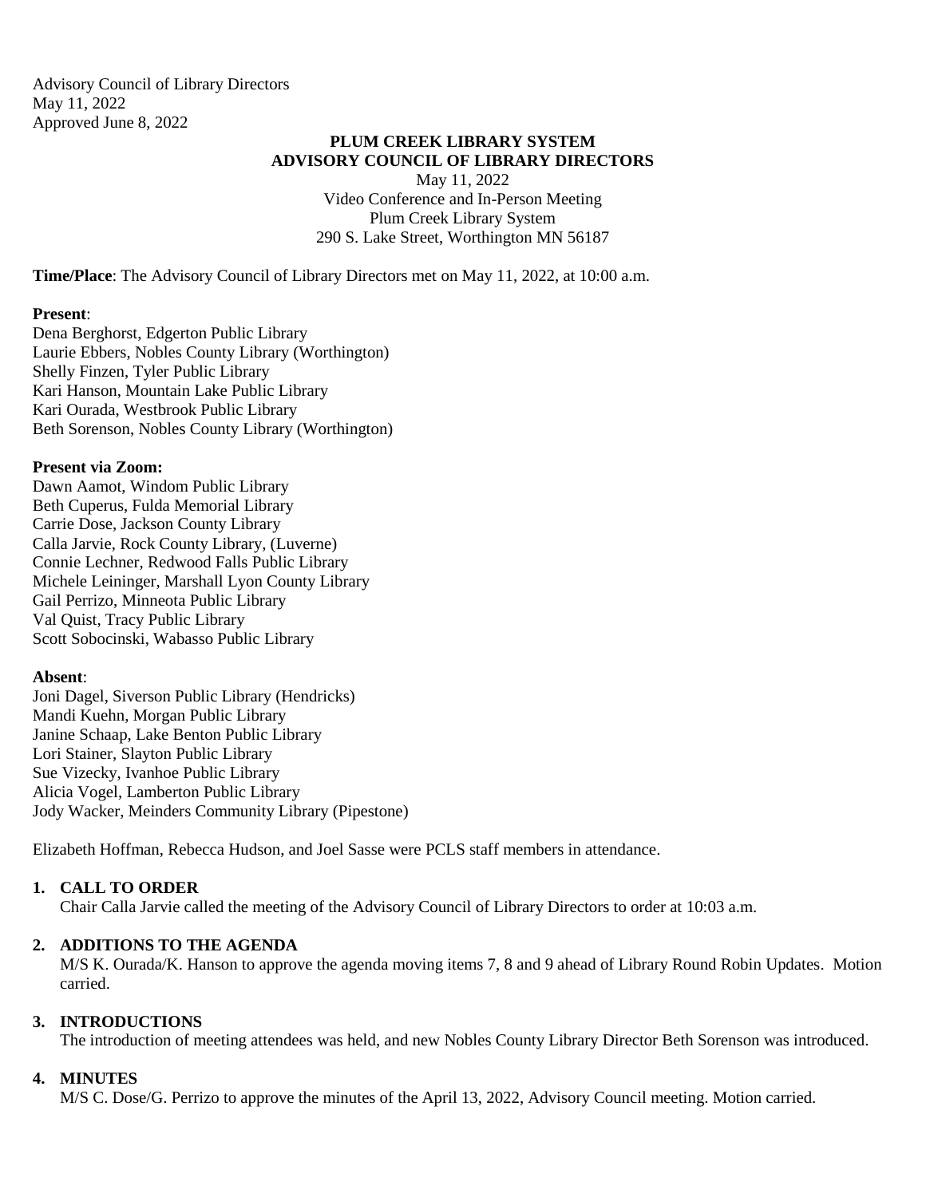Advisory Council of Library Directors
May 11, 2022
Approved June 8, 2022

# PLUM CREEK LIBRARY SYSTEM
## ADVISORY COUNCIL OF LIBRARY DIRECTORS

May 11, 2022
Video Conference and In-Person Meeting
Plum Creek Library System
290 S. Lake Street, Worthington MN 56187

**Time/Place**: The Advisory Council of Library Directors met on May 11, 2022, at 10:00 a.m.

**Present**:
Dena Berghorst, Edgerton Public Library
Laurie Ebbers, Nobles County Library (Worthington)
Shelly Finzen, Tyler Public Library
Kari Hanson, Mountain Lake Public Library
Kari Ourada, Westbrook Public Library
Beth Sorenson, Nobles County Library (Worthington)

**Present via Zoom:**
Dawn Aamot, Windom Public Library
Beth Cuperus, Fulda Memorial Library
Carrie Dose, Jackson County Library
Calla Jarvie, Rock County Library, (Luverne)
Connie Lechner, Redwood Falls Public Library
Michele Leininger, Marshall Lyon County Library
Gail Perrizo, Minneota Public Library
Val Quist, Tracy Public Library
Scott Sobocinski, Wabasso Public Library

**Absent**:
Joni Dagel, Siverson Public Library (Hendricks)
Mandi Kuehn, Morgan Public Library
Janine Schaap, Lake Benton Public Library
Lori Stainer, Slayton Public Library
Sue Vizecky, Ivanhoe Public Library
Alicia Vogel, Lamberton Public Library
Jody Wacker, Meinders Community Library (Pipestone)

Elizabeth Hoffman, Rebecca Hudson, and Joel Sasse were PCLS staff members in attendance.

1. **CALL TO ORDER**
   Chair Calla Jarvie called the meeting of the Advisory Council of Library Directors to order at 10:03 a.m.

2. **ADDITIONS TO THE AGENDA**
   M/S K. Ourada/K. Hanson to approve the agenda moving items 7, 8 and 9 ahead of Library Round Robin Updates. Motion carried.

3. **INTRODUCTIONS**
   The introduction of meeting attendees was held, and new Nobles County Library Director Beth Sorenson was introduced.

4. **MINUTES**
   M/S C. Dose/G. Perrizo to approve the minutes of the April 13, 2022, Advisory Council meeting. Motion carried.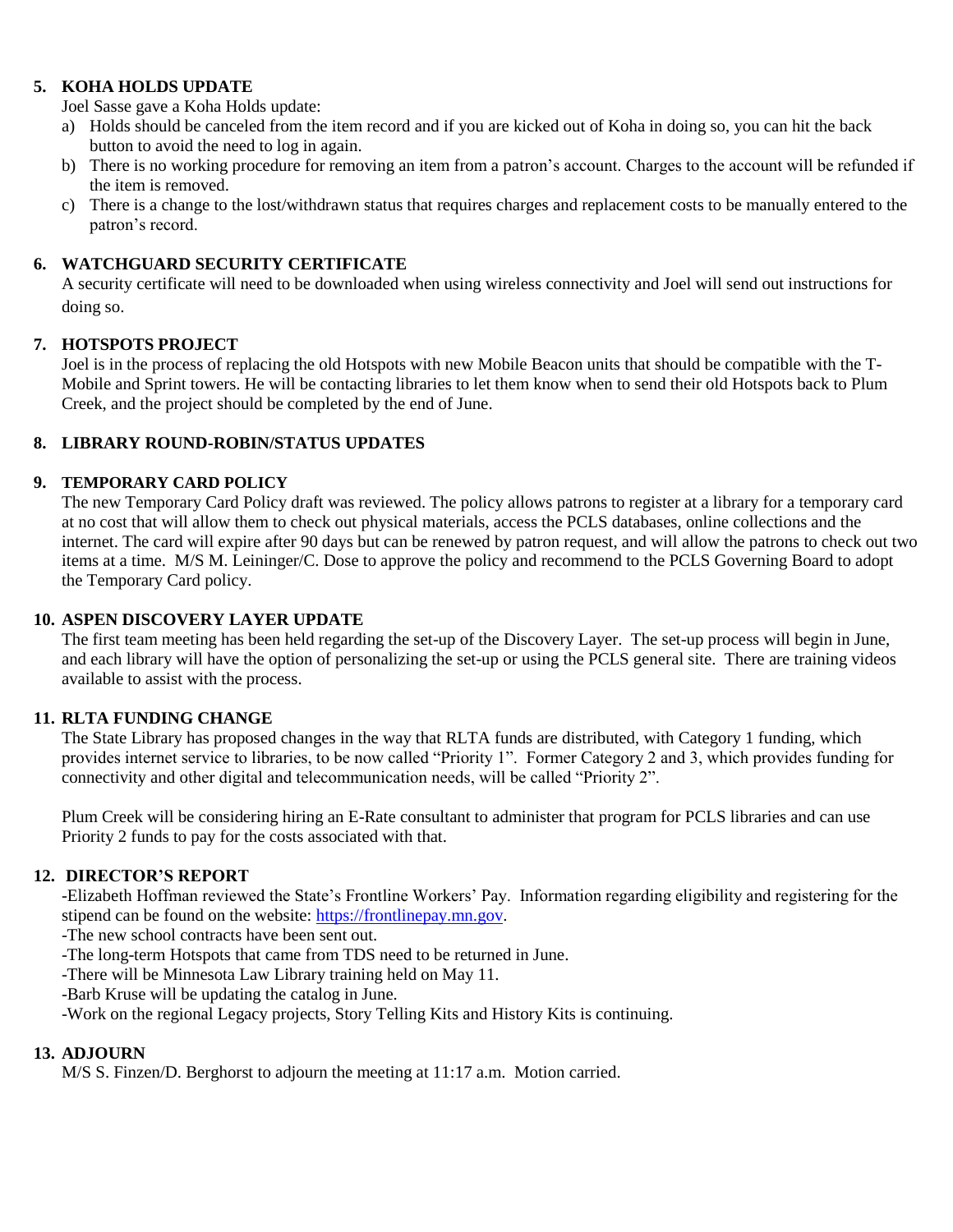## 5. KOHA HOLDS UPDATE

Joel Sasse gave a Koha Holds update:

a) Holds should be canceled from the item record and if you are kicked out of Koha in doing so, you can hit the back button to avoid the need to log in again.
b) There is no working procedure for removing an item from a patron's account. Charges to the account will be refunded if the item is removed.
c) There is a change to the lost/withdrawn status that requires charges and replacement costs to be manually entered to the patron's record.

## 6. WATCHGUARD SECURITY CERTIFICATE

A security certificate will need to be downloaded when using wireless connectivity and Joel will send out instructions for doing so.

## 7. HOTSPOTS PROJECT

Joel is in the process of replacing the old Hotspots with new Mobile Beacon units that should be compatible with the T-Mobile and Sprint towers. He will be contacting libraries to let them know when to send their old Hotspots back to Plum Creek, and the project should be completed by the end of June.

## 8. LIBRARY ROUND-ROBIN/STATUS UPDATES

## 9. TEMPORARY CARD POLICY

The new Temporary Card Policy draft was reviewed. The policy allows patrons to register at a library for a temporary card at no cost that will allow them to check out physical materials, access the PCLS databases, online collections and the internet. The card will expire after 90 days but can be renewed by patron request, and will allow the patrons to check out two items at a time. M/S M. Leininger/C. Dose to approve the policy and recommend to the PCLS Governing Board to adopt the Temporary Card policy.

## 10. ASPEN DISCOVERY LAYER UPDATE

The first team meeting has been held regarding the set-up of the Discovery Layer. The set-up process will begin in June, and each library will have the option of personalizing the set-up or using the PCLS general site. There are training videos available to assist with the process.

## 11. RLTA FUNDING CHANGE

The State Library has proposed changes in the way that RLTA funds are distributed, with Category 1 funding, which provides internet service to libraries, to be now called "Priority 1". Former Category 2 and 3, which provides funding for connectivity and other digital and telecommunication needs, will be called "Priority 2".

Plum Creek will be considering hiring an E-Rate consultant to administer that program for PCLS libraries and can use Priority 2 funds to pay for the costs associated with that.

## 12. DIRECTOR'S REPORT

-Elizabeth Hoffman reviewed the State's Frontline Workers' Pay. Information regarding eligibility and registering for the stipend can be found on the website: https://frontlinepay.mn.gov.
-The new school contracts have been sent out.
-The long-term Hotspots that came from TDS need to be returned in June.
-There will be Minnesota Law Library training held on May 11.
-Barb Kruse will be updating the catalog in June.
-Work on the regional Legacy projects, Story Telling Kits and History Kits is continuing.

## 13. ADJOURN

M/S S. Finzen/D. Berghorst to adjourn the meeting at 11:17 a.m. Motion carried.